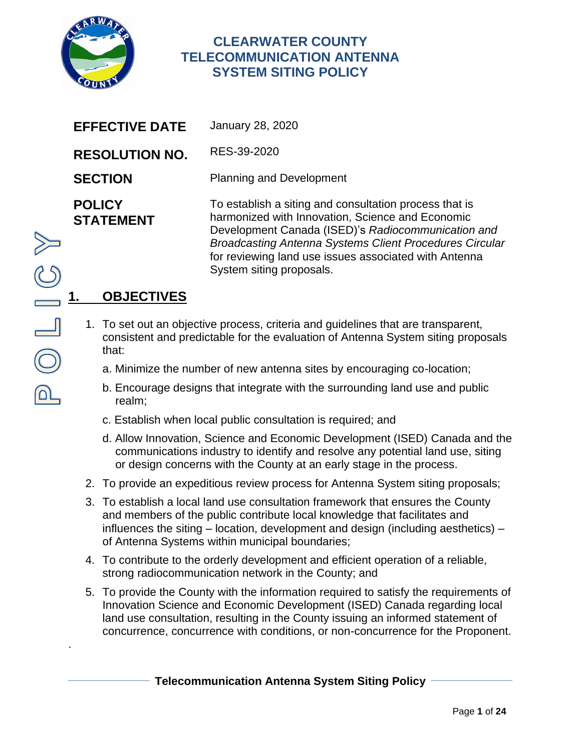# CLEARWATER COUNTY TELECOMMUNICATION ANTENNA SYSTEM SITING POLICY

| | |
|---|---|
| **EFFECTIVE DATE** | January 28, 2020 |
| **RESOLUTION NO.** | RES-39-2020 |
| **SECTION** | Planning and Development |
| **POLICY STATEMENT** | To establish a siting and consultation process that is harmonized with Innovation, Science and Economic Development Canada (ISED)'s *Radiocommunication and Broadcasting Antenna Systems Client Procedures Circular* for reviewing land use issues associated with Antenna System siting proposals. |

## 1. OBJECTIVES

1. To set out an objective process, criteria and guidelines that are transparent, consistent and predictable for the evaluation of Antenna System siting proposals that:
   a. Minimize the number of new antenna sites by encouraging co-location;
   b. Encourage designs that integrate with the surrounding land use and public realm;
   c. Establish when local public consultation is required; and
   d. Allow Innovation, Science and Economic Development (ISED) Canada and the communications industry to identify and resolve any potential land use, siting or design concerns with the County at an early stage in the process.
2. To provide an expeditious review process for Antenna System siting proposals;
3. To establish a local land use consultation framework that ensures the County and members of the public contribute local knowledge that facilitates and influences the siting – location, development and design (including aesthetics) – of Antenna Systems within municipal boundaries;
4. To contribute to the orderly development and efficient operation of a reliable, strong radiocommunication network in the County; and
5. To provide the County with the information required to satisfy the requirements of Innovation Science and Economic Development (ISED) Canada regarding local land use consultation, resulting in the County issuing an informed statement of concurrence, concurrence with conditions, or non-concurrence for the Proponent.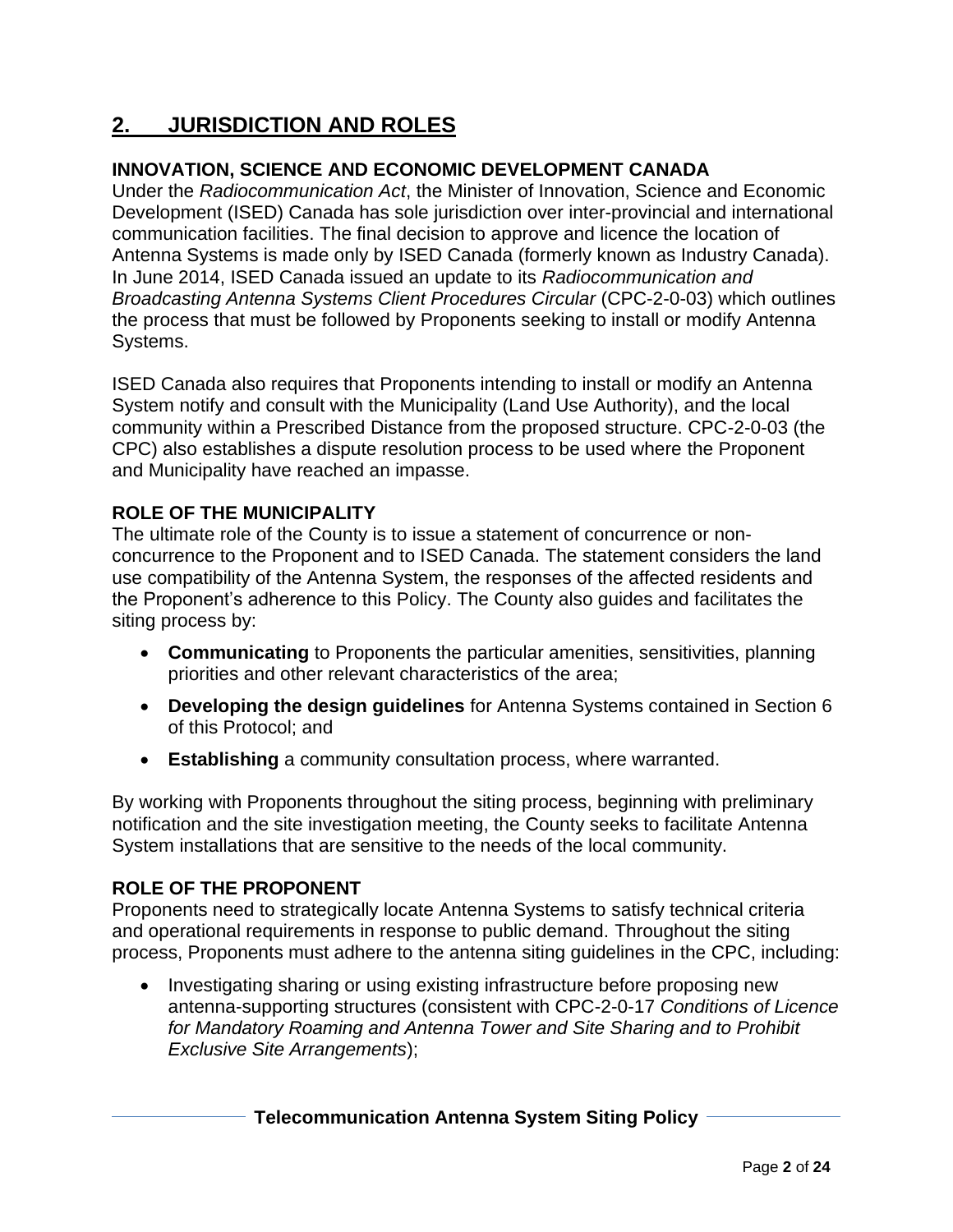## 2. JURISDICTION AND ROLES

### INNOVATION, SCIENCE AND ECONOMIC DEVELOPMENT CANADA

Under the *Radiocommunication Act*, the Minister of Innovation, Science and Economic Development (ISED) Canada has sole jurisdiction over inter-provincial and international communication facilities. The final decision to approve and licence the location of Antenna Systems is made only by ISED Canada (formerly known as Industry Canada). In June 2014, ISED Canada issued an update to its *Radiocommunication and Broadcasting Antenna Systems Client Procedures Circular* (CPC-2-0-03) which outlines the process that must be followed by Proponents seeking to install or modify Antenna Systems.

ISED Canada also requires that Proponents intending to install or modify an Antenna System notify and consult with the Municipality (Land Use Authority), and the local community within a Prescribed Distance from the proposed structure. CPC-2-0-03 (the CPC) also establishes a dispute resolution process to be used where the Proponent and Municipality have reached an impasse.

### ROLE OF THE MUNICIPALITY

The ultimate role of the County is to issue a statement of concurrence or non-concurrence to the Proponent and to ISED Canada. The statement considers the land use compatibility of the Antenna System, the responses of the affected residents and the Proponent's adherence to this Policy. The County also guides and facilitates the siting process by:

- **Communicating** to Proponents the particular amenities, sensitivities, planning priorities and other relevant characteristics of the area;
- **Developing the design guidelines** for Antenna Systems contained in Section 6 of this Protocol; and
- **Establishing** a community consultation process, where warranted.

By working with Proponents throughout the siting process, beginning with preliminary notification and the site investigation meeting, the County seeks to facilitate Antenna System installations that are sensitive to the needs of the local community.

### ROLE OF THE PROPONENT

Proponents need to strategically locate Antenna Systems to satisfy technical criteria and operational requirements in response to public demand. Throughout the siting process, Proponents must adhere to the antenna siting guidelines in the CPC, including:

- Investigating sharing or using existing infrastructure before proposing new antenna-supporting structures (consistent with CPC-2-0-17 *Conditions of Licence for Mandatory Roaming and Antenna Tower and Site Sharing and to Prohibit Exclusive Site Arrangements*);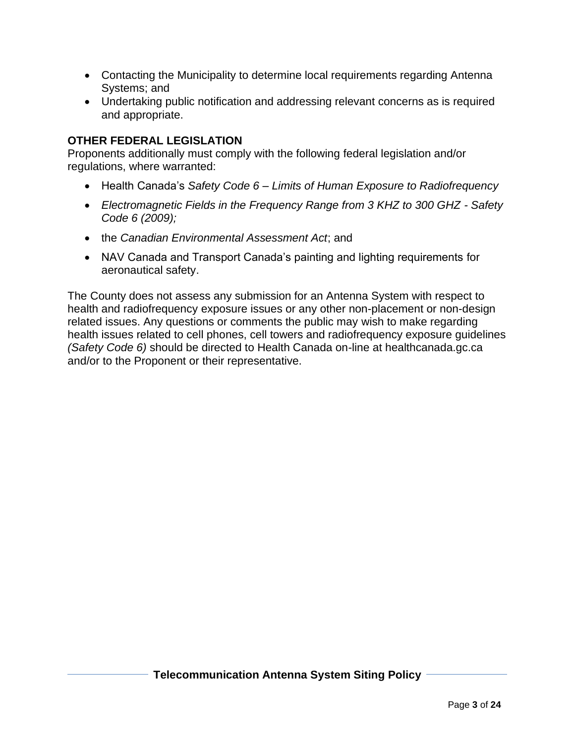- Contacting the Municipality to determine local requirements regarding Antenna Systems; and
- Undertaking public notification and addressing relevant concerns as is required and appropriate.

**OTHER FEDERAL LEGISLATION**

Proponents additionally must comply with the following federal legislation and/or regulations, where warranted:

- Health Canada's *Safety Code 6 – Limits of Human Exposure to Radiofrequency*
- *Electromagnetic Fields in the Frequency Range from 3 KHZ to 300 GHZ - Safety Code 6 (2009);*
- the *Canadian Environmental Assessment Act*; and
- NAV Canada and Transport Canada's painting and lighting requirements for aeronautical safety.

The County does not assess any submission for an Antenna System with respect to health and radiofrequency exposure issues or any other non-placement or non-design related issues. Any questions or comments the public may wish to make regarding health issues related to cell phones, cell towers and radiofrequency exposure guidelines *(Safety Code 6)* should be directed to Health Canada on-line at healthcanada.gc.ca and/or to the Proponent or their representative.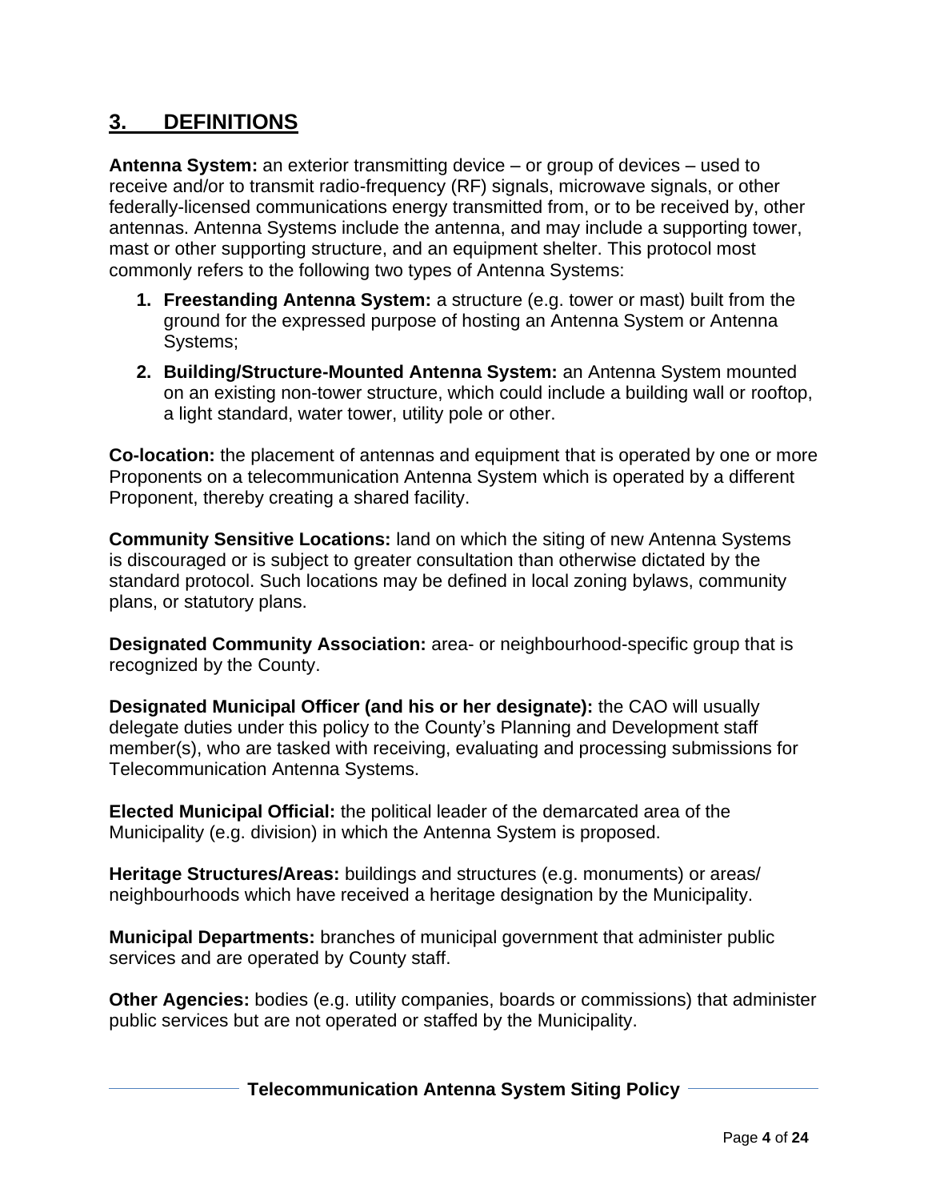## 3. DEFINITIONS

**Antenna System:** an exterior transmitting device – or group of devices – used to receive and/or to transmit radio-frequency (RF) signals, microwave signals, or other federally-licensed communications energy transmitted from, or to be received by, other antennas. Antenna Systems include the antenna, and may include a supporting tower, mast or other supporting structure, and an equipment shelter. This protocol most commonly refers to the following two types of Antenna Systems:

1. **Freestanding Antenna System:** a structure (e.g. tower or mast) built from the ground for the expressed purpose of hosting an Antenna System or Antenna Systems;
2. **Building/Structure-Mounted Antenna System:** an Antenna System mounted on an existing non-tower structure, which could include a building wall or rooftop, a light standard, water tower, utility pole or other.

**Co-location:** the placement of antennas and equipment that is operated by one or more Proponents on a telecommunication Antenna System which is operated by a different Proponent, thereby creating a shared facility.

**Community Sensitive Locations:** land on which the siting of new Antenna Systems is discouraged or is subject to greater consultation than otherwise dictated by the standard protocol. Such locations may be defined in local zoning bylaws, community plans, or statutory plans.

**Designated Community Association:** area- or neighbourhood-specific group that is recognized by the County.

**Designated Municipal Officer (and his or her designate):** the CAO will usually delegate duties under this policy to the County's Planning and Development staff member(s), who are tasked with receiving, evaluating and processing submissions for Telecommunication Antenna Systems.

**Elected Municipal Official:** the political leader of the demarcated area of the Municipality (e.g. division) in which the Antenna System is proposed.

**Heritage Structures/Areas:** buildings and structures (e.g. monuments) or areas/ neighbourhoods which have received a heritage designation by the Municipality.

**Municipal Departments:** branches of municipal government that administer public services and are operated by County staff.

**Other Agencies:** bodies (e.g. utility companies, boards or commissions) that administer public services but are not operated or staffed by the Municipality.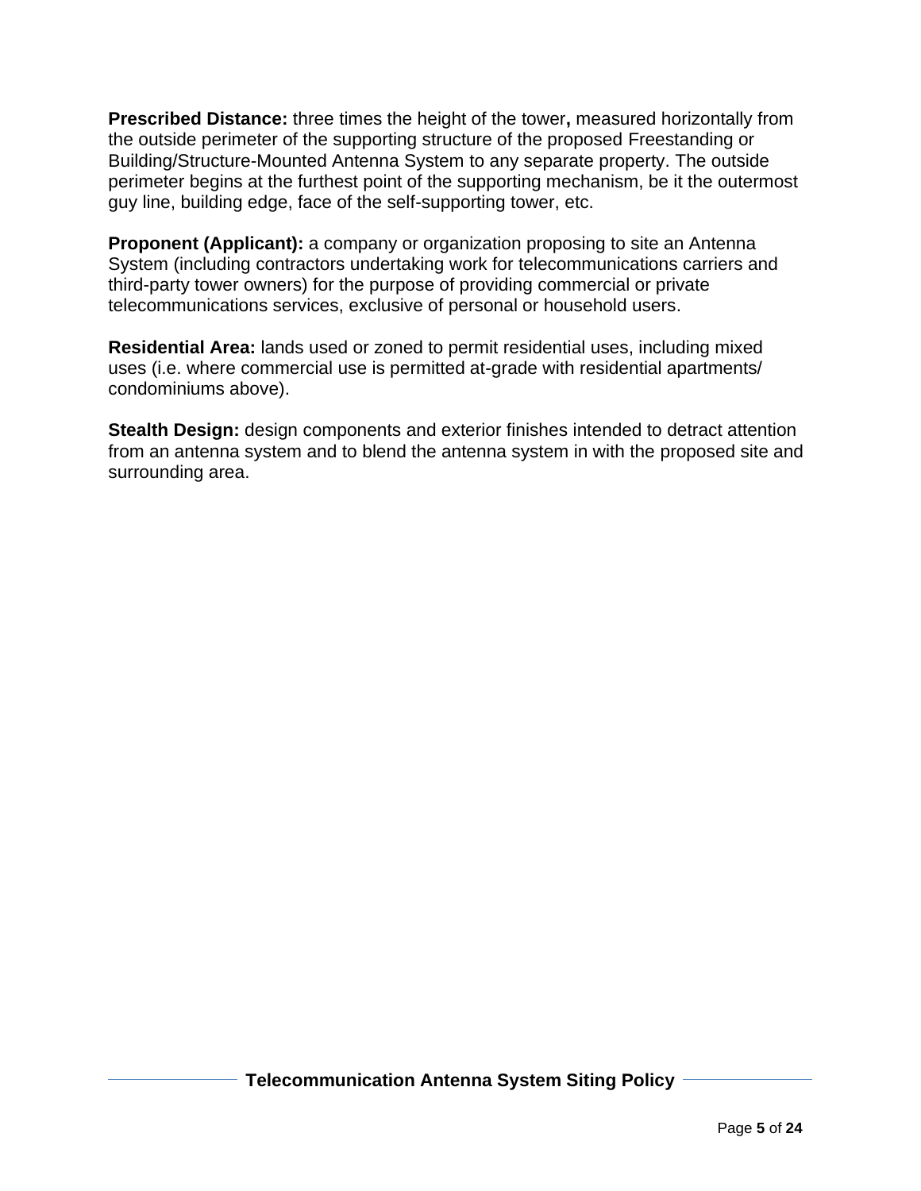**Prescribed Distance:** three times the height of the tower**,** measured horizontally from the outside perimeter of the supporting structure of the proposed Freestanding or Building/Structure-Mounted Antenna System to any separate property. The outside perimeter begins at the furthest point of the supporting mechanism, be it the outermost guy line, building edge, face of the self-supporting tower, etc.

**Proponent (Applicant):** a company or organization proposing to site an Antenna System (including contractors undertaking work for telecommunications carriers and third-party tower owners) for the purpose of providing commercial or private telecommunications services, exclusive of personal or household users.

**Residential Area:** lands used or zoned to permit residential uses, including mixed uses (i.e. where commercial use is permitted at-grade with residential apartments/ condominiums above).

**Stealth Design:** design components and exterior finishes intended to detract attention from an antenna system and to blend the antenna system in with the proposed site and surrounding area.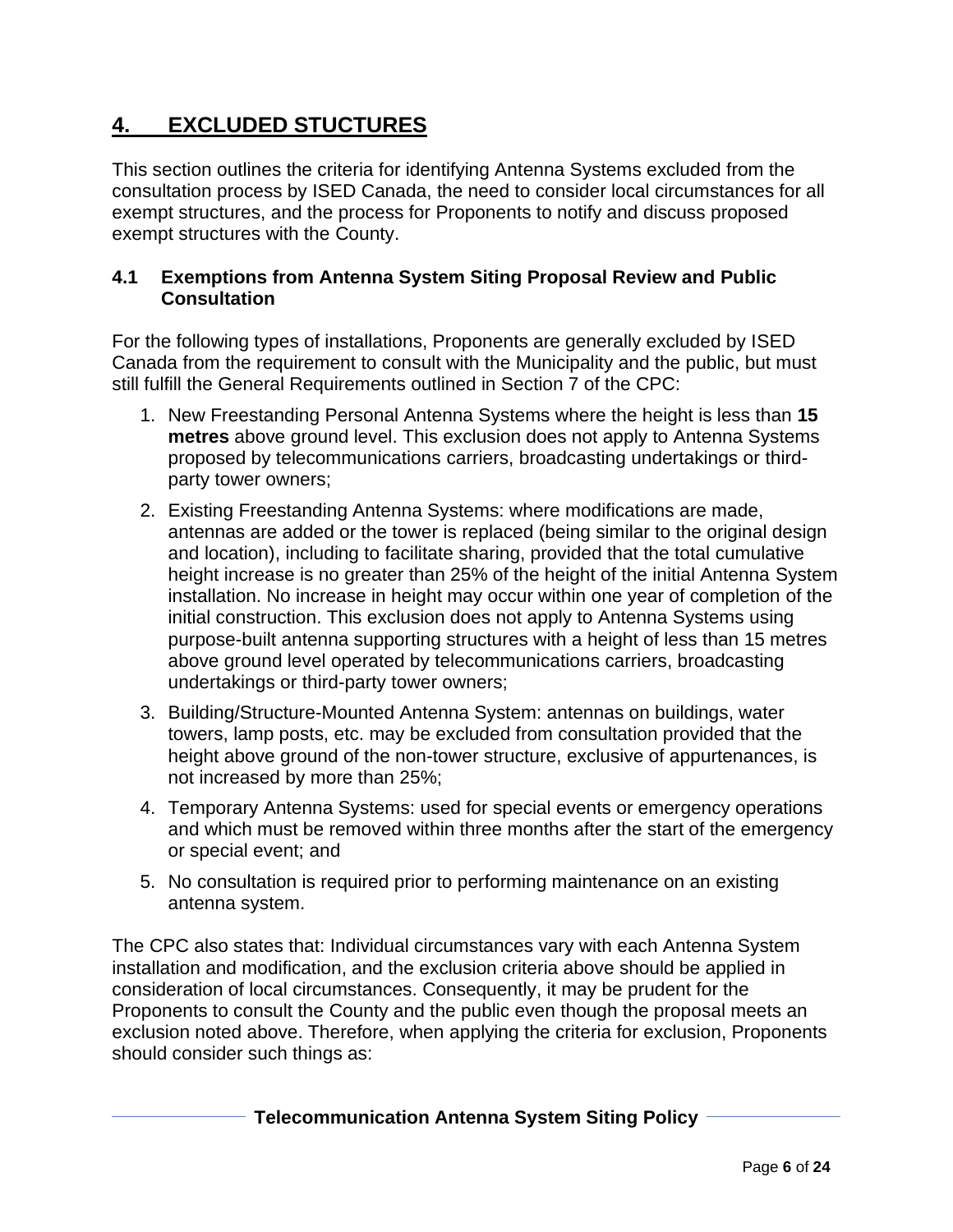## 4. EXCLUDED STUCTURES

This section outlines the criteria for identifying Antenna Systems excluded from the consultation process by ISED Canada, the need to consider local circumstances for all exempt structures, and the process for Proponents to notify and discuss proposed exempt structures with the County.

### 4.1 Exemptions from Antenna System Siting Proposal Review and Public Consultation

For the following types of installations, Proponents are generally excluded by ISED Canada from the requirement to consult with the Municipality and the public, but must still fulfill the General Requirements outlined in Section 7 of the CPC:

1. New Freestanding Personal Antenna Systems where the height is less than **15 metres** above ground level. This exclusion does not apply to Antenna Systems proposed by telecommunications carriers, broadcasting undertakings or third-party tower owners;
2. Existing Freestanding Antenna Systems: where modifications are made, antennas are added or the tower is replaced (being similar to the original design and location), including to facilitate sharing, provided that the total cumulative height increase is no greater than 25% of the height of the initial Antenna System installation. No increase in height may occur within one year of completion of the initial construction. This exclusion does not apply to Antenna Systems using purpose-built antenna supporting structures with a height of less than 15 metres above ground level operated by telecommunications carriers, broadcasting undertakings or third-party tower owners;
3. Building/Structure-Mounted Antenna System: antennas on buildings, water towers, lamp posts, etc. may be excluded from consultation provided that the height above ground of the non-tower structure, exclusive of appurtenances, is not increased by more than 25%;
4. Temporary Antenna Systems: used for special events or emergency operations and which must be removed within three months after the start of the emergency or special event; and
5. No consultation is required prior to performing maintenance on an existing antenna system.

The CPC also states that: Individual circumstances vary with each Antenna System installation and modification, and the exclusion criteria above should be applied in consideration of local circumstances. Consequently, it may be prudent for the Proponents to consult the County and the public even though the proposal meets an exclusion noted above. Therefore, when applying the criteria for exclusion, Proponents should consider such things as: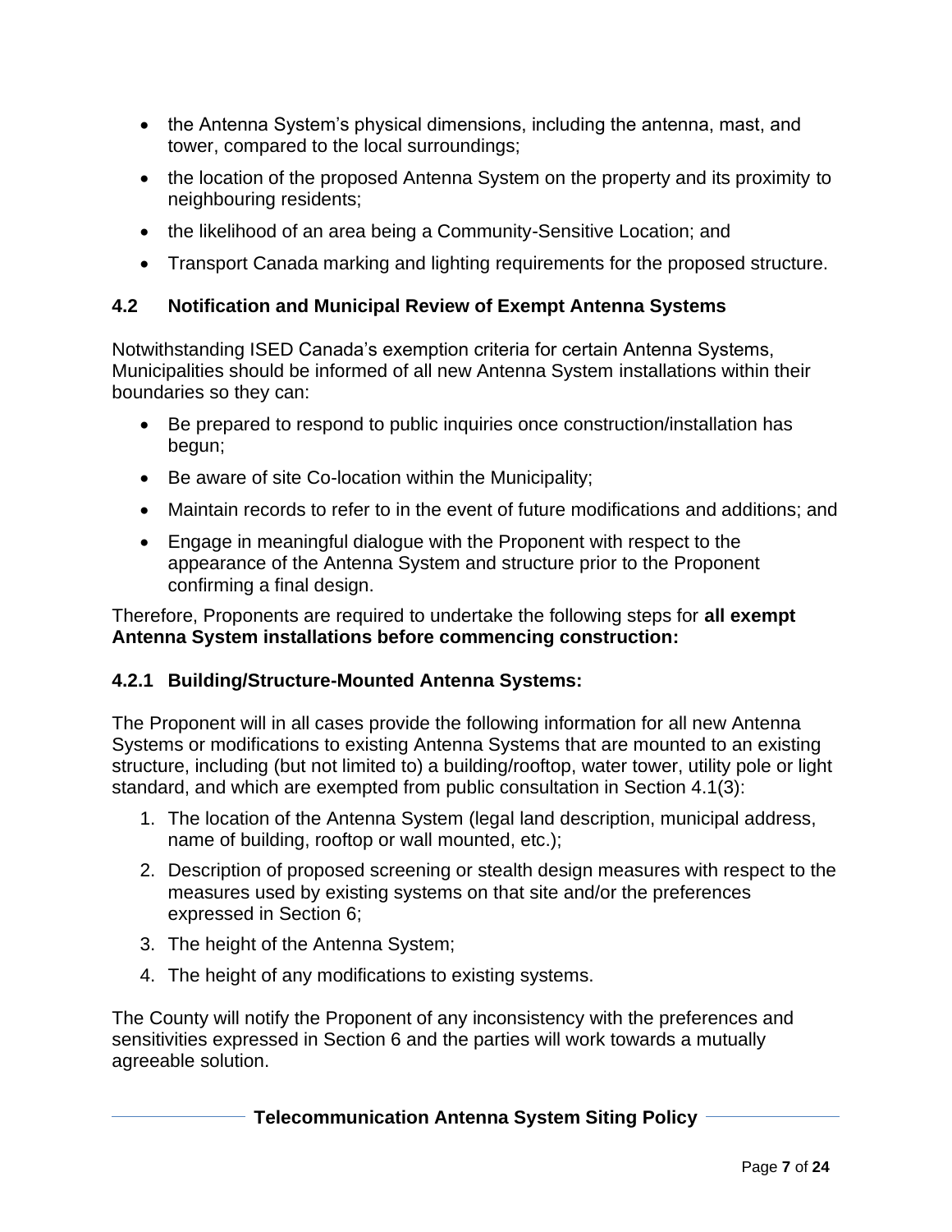- the Antenna System's physical dimensions, including the antenna, mast, and tower, compared to the local surroundings;
- the location of the proposed Antenna System on the property and its proximity to neighbouring residents;
- the likelihood of an area being a Community-Sensitive Location; and
- Transport Canada marking and lighting requirements for the proposed structure.

## 4.2 Notification and Municipal Review of Exempt Antenna Systems

Notwithstanding ISED Canada's exemption criteria for certain Antenna Systems, Municipalities should be informed of all new Antenna System installations within their boundaries so they can:

- Be prepared to respond to public inquiries once construction/installation has begun;
- Be aware of site Co-location within the Municipality;
- Maintain records to refer to in the event of future modifications and additions; and
- Engage in meaningful dialogue with the Proponent with respect to the appearance of the Antenna System and structure prior to the Proponent confirming a final design.

Therefore, Proponents are required to undertake the following steps for **all exempt Antenna System installations before commencing construction:**

### 4.2.1 Building/Structure-Mounted Antenna Systems:

The Proponent will in all cases provide the following information for all new Antenna Systems or modifications to existing Antenna Systems that are mounted to an existing structure, including (but not limited to) a building/rooftop, water tower, utility pole or light standard, and which are exempted from public consultation in Section 4.1(3):

1. The location of the Antenna System (legal land description, municipal address, name of building, rooftop or wall mounted, etc.);
2. Description of proposed screening or stealth design measures with respect to the measures used by existing systems on that site and/or the preferences expressed in Section 6;
3. The height of the Antenna System;
4. The height of any modifications to existing systems.

The County will notify the Proponent of any inconsistency with the preferences and sensitivities expressed in Section 6 and the parties will work towards a mutually agreeable solution.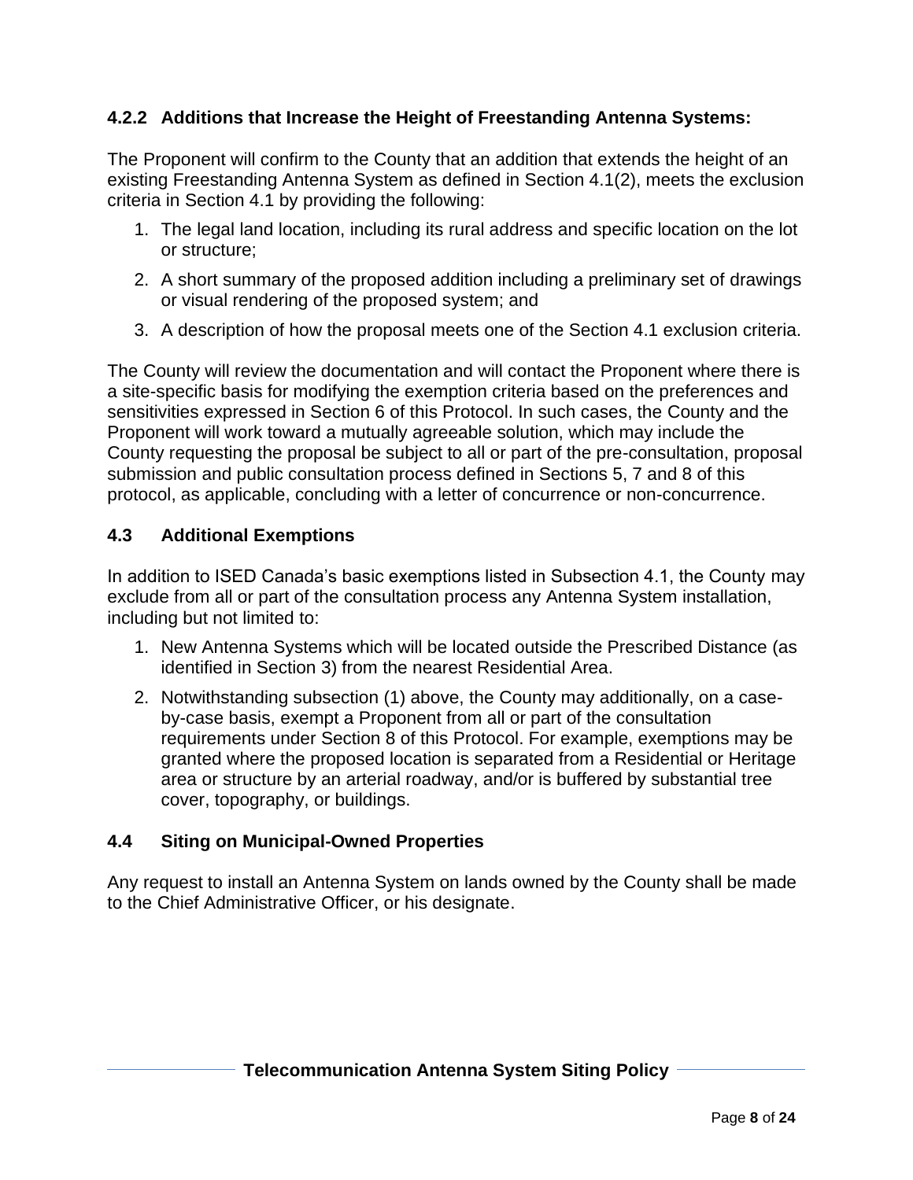#### 4.2.2 Additions that Increase the Height of Freestanding Antenna Systems:

The Proponent will confirm to the County that an addition that extends the height of an existing Freestanding Antenna System as defined in Section 4.1(2), meets the exclusion criteria in Section 4.1 by providing the following:

1. The legal land location, including its rural address and specific location on the lot or structure;
2. A short summary of the proposed addition including a preliminary set of drawings or visual rendering of the proposed system; and
3. A description of how the proposal meets one of the Section 4.1 exclusion criteria.

The County will review the documentation and will contact the Proponent where there is a site-specific basis for modifying the exemption criteria based on the preferences and sensitivities expressed in Section 6 of this Protocol. In such cases, the County and the Proponent will work toward a mutually agreeable solution, which may include the County requesting the proposal be subject to all or part of the pre-consultation, proposal submission and public consultation process defined in Sections 5, 7 and 8 of this protocol, as applicable, concluding with a letter of concurrence or non-concurrence.

### 4.3 Additional Exemptions

In addition to ISED Canada's basic exemptions listed in Subsection 4.1, the County may exclude from all or part of the consultation process any Antenna System installation, including but not limited to:

1. New Antenna Systems which will be located outside the Prescribed Distance (as identified in Section 3) from the nearest Residential Area.
2. Notwithstanding subsection (1) above, the County may additionally, on a case-by-case basis, exempt a Proponent from all or part of the consultation requirements under Section 8 of this Protocol. For example, exemptions may be granted where the proposed location is separated from a Residential or Heritage area or structure by an arterial roadway, and/or is buffered by substantial tree cover, topography, or buildings.

### 4.4 Siting on Municipal-Owned Properties

Any request to install an Antenna System on lands owned by the County shall be made to the Chief Administrative Officer, or his designate.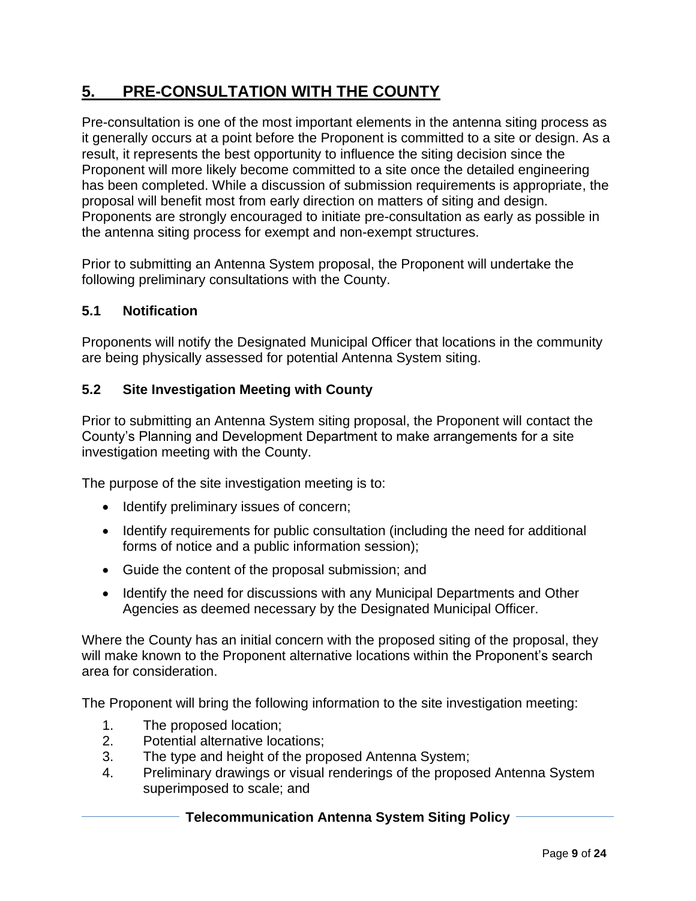## 5. PRE-CONSULTATION WITH THE COUNTY

Pre-consultation is one of the most important elements in the antenna siting process as it generally occurs at a point before the Proponent is committed to a site or design. As a result, it represents the best opportunity to influence the siting decision since the Proponent will more likely become committed to a site once the detailed engineering has been completed. While a discussion of submission requirements is appropriate, the proposal will benefit most from early direction on matters of siting and design. Proponents are strongly encouraged to initiate pre-consultation as early as possible in the antenna siting process for exempt and non-exempt structures.

Prior to submitting an Antenna System proposal, the Proponent will undertake the following preliminary consultations with the County.

### 5.1 Notification

Proponents will notify the Designated Municipal Officer that locations in the community are being physically assessed for potential Antenna System siting.

### 5.2 Site Investigation Meeting with County

Prior to submitting an Antenna System siting proposal, the Proponent will contact the County's Planning and Development Department to make arrangements for a site investigation meeting with the County.

The purpose of the site investigation meeting is to:

- Identify preliminary issues of concern;
- Identify requirements for public consultation (including the need for additional forms of notice and a public information session);
- Guide the content of the proposal submission; and
- Identify the need for discussions with any Municipal Departments and Other Agencies as deemed necessary by the Designated Municipal Officer.

Where the County has an initial concern with the proposed siting of the proposal, they will make known to the Proponent alternative locations within the Proponent's search area for consideration.

The Proponent will bring the following information to the site investigation meeting:

1. The proposed location;
2. Potential alternative locations;
3. The type and height of the proposed Antenna System;
4. Preliminary drawings or visual renderings of the proposed Antenna System superimposed to scale; and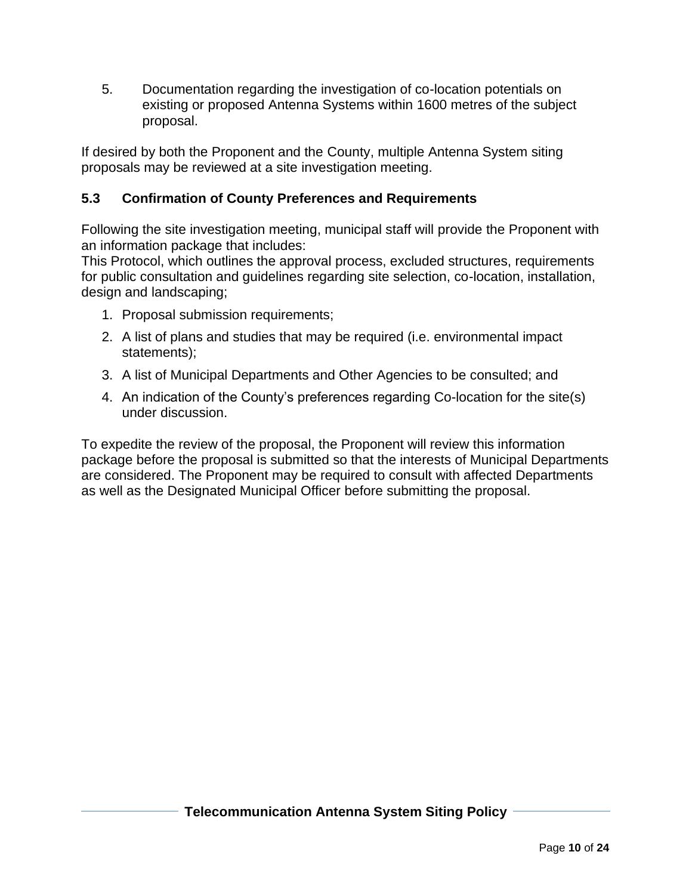5. Documentation regarding the investigation of co-location potentials on existing or proposed Antenna Systems within 1600 metres of the subject proposal.

If desired by both the Proponent and the County, multiple Antenna System siting proposals may be reviewed at a site investigation meeting.

### 5.3 Confirmation of County Preferences and Requirements

Following the site investigation meeting, municipal staff will provide the Proponent with an information package that includes:
This Protocol, which outlines the approval process, excluded structures, requirements for public consultation and guidelines regarding site selection, co-location, installation, design and landscaping;

1. Proposal submission requirements;
2. A list of plans and studies that may be required (i.e. environmental impact statements);
3. A list of Municipal Departments and Other Agencies to be consulted; and
4. An indication of the County's preferences regarding Co-location for the site(s) under discussion.

To expedite the review of the proposal, the Proponent will review this information package before the proposal is submitted so that the interests of Municipal Departments are considered. The Proponent may be required to consult with affected Departments as well as the Designated Municipal Officer before submitting the proposal.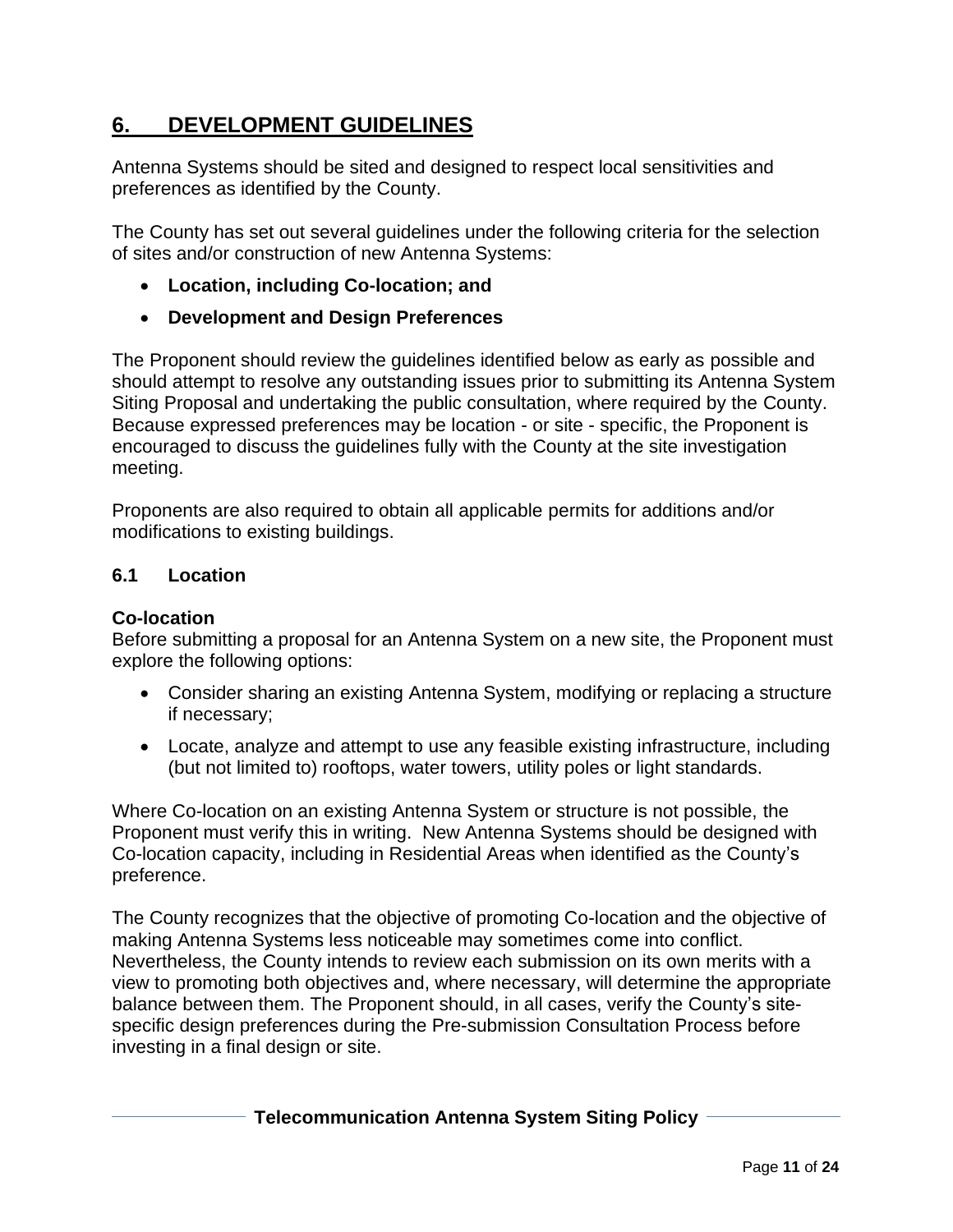# 6. DEVELOPMENT GUIDELINES

Antenna Systems should be sited and designed to respect local sensitivities and preferences as identified by the County.

The County has set out several guidelines under the following criteria for the selection of sites and/or construction of new Antenna Systems:

- **Location, including Co-location; and**
- **Development and Design Preferences**

The Proponent should review the guidelines identified below as early as possible and should attempt to resolve any outstanding issues prior to submitting its Antenna System Siting Proposal and undertaking the public consultation, where required by the County. Because expressed preferences may be location - or site - specific, the Proponent is encouraged to discuss the guidelines fully with the County at the site investigation meeting.

Proponents are also required to obtain all applicable permits for additions and/or modifications to existing buildings.

## 6.1 Location

### Co-location

Before submitting a proposal for an Antenna System on a new site, the Proponent must explore the following options:

- Consider sharing an existing Antenna System, modifying or replacing a structure if necessary;
- Locate, analyze and attempt to use any feasible existing infrastructure, including (but not limited to) rooftops, water towers, utility poles or light standards.

Where Co-location on an existing Antenna System or structure is not possible, the Proponent must verify this in writing. New Antenna Systems should be designed with Co-location capacity, including in Residential Areas when identified as the County's preference.

The County recognizes that the objective of promoting Co-location and the objective of making Antenna Systems less noticeable may sometimes come into conflict. Nevertheless, the County intends to review each submission on its own merits with a view to promoting both objectives and, where necessary, will determine the appropriate balance between them. The Proponent should, in all cases, verify the County's site-specific design preferences during the Pre-submission Consultation Process before investing in a final design or site.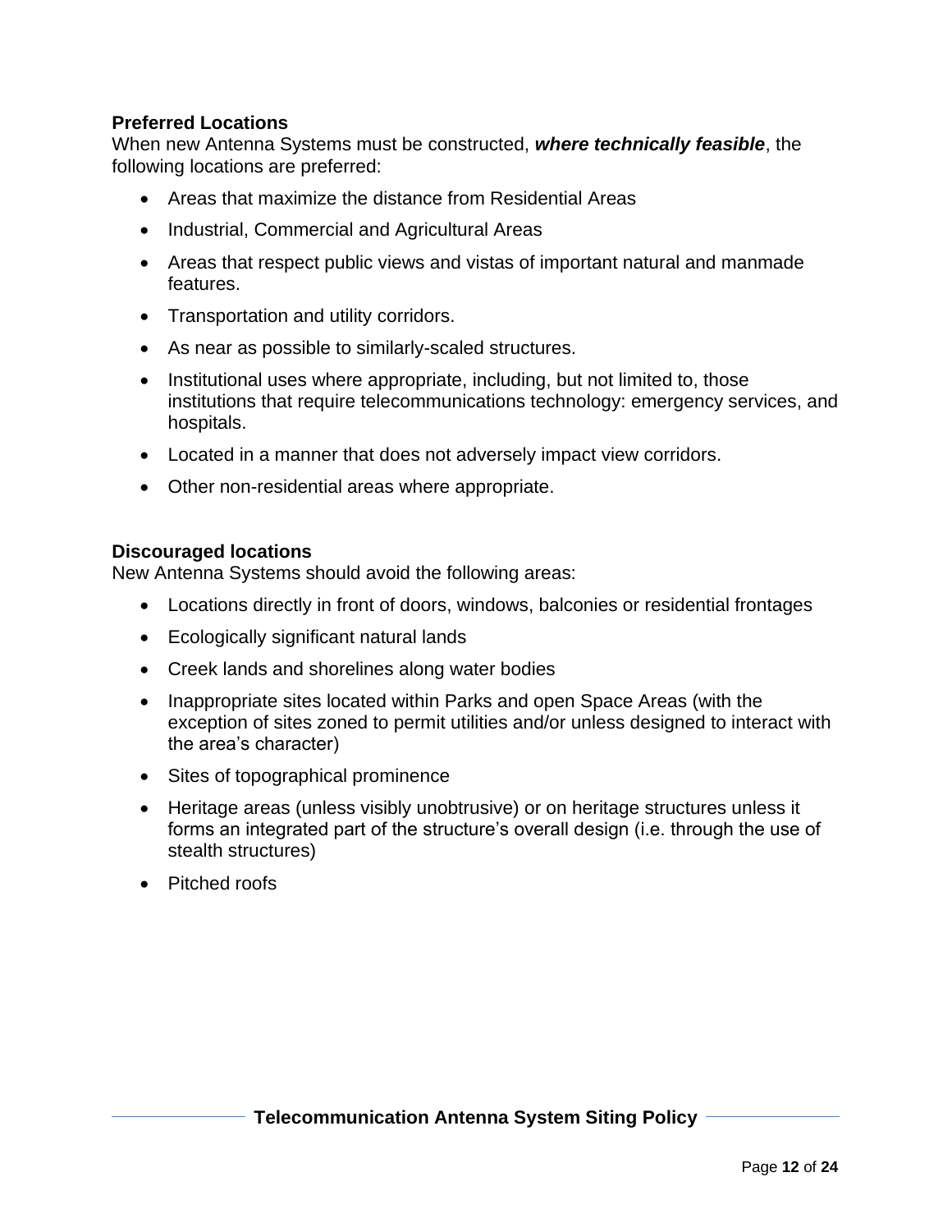**Preferred Locations**

When new Antenna Systems must be constructed, ***where technically feasible***, the following locations are preferred:

- Areas that maximize the distance from Residential Areas
- Industrial, Commercial and Agricultural Areas
- Areas that respect public views and vistas of important natural and manmade features.
- Transportation and utility corridors.
- As near as possible to similarly-scaled structures.
- Institutional uses where appropriate, including, but not limited to, those institutions that require telecommunications technology: emergency services, and hospitals.
- Located in a manner that does not adversely impact view corridors.
- Other non-residential areas where appropriate.

**Discouraged locations**

New Antenna Systems should avoid the following areas:

- Locations directly in front of doors, windows, balconies or residential frontages
- Ecologically significant natural lands
- Creek lands and shorelines along water bodies
- Inappropriate sites located within Parks and open Space Areas (with the exception of sites zoned to permit utilities and/or unless designed to interact with the area's character)
- Sites of topographical prominence
- Heritage areas (unless visibly unobtrusive) or on heritage structures unless it forms an integrated part of the structure's overall design (i.e. through the use of stealth structures)
- Pitched roofs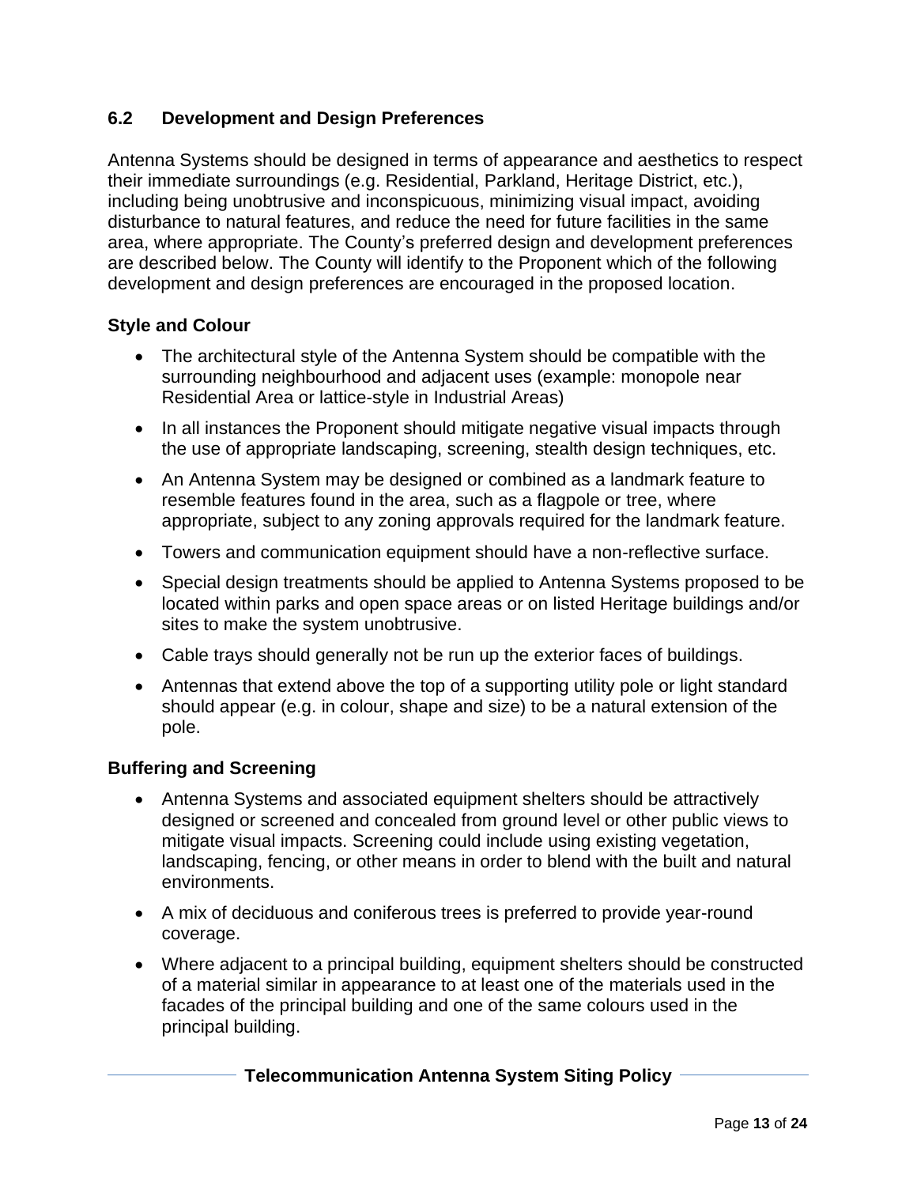## 6.2 Development and Design Preferences

Antenna Systems should be designed in terms of appearance and aesthetics to respect their immediate surroundings (e.g. Residential, Parkland, Heritage District, etc.), including being unobtrusive and inconspicuous, minimizing visual impact, avoiding disturbance to natural features, and reduce the need for future facilities in the same area, where appropriate. The County's preferred design and development preferences are described below. The County will identify to the Proponent which of the following development and design preferences are encouraged in the proposed location.

### Style and Colour

- The architectural style of the Antenna System should be compatible with the surrounding neighbourhood and adjacent uses (example: monopole near Residential Area or lattice-style in Industrial Areas)
- In all instances the Proponent should mitigate negative visual impacts through the use of appropriate landscaping, screening, stealth design techniques, etc.
- An Antenna System may be designed or combined as a landmark feature to resemble features found in the area, such as a flagpole or tree, where appropriate, subject to any zoning approvals required for the landmark feature.
- Towers and communication equipment should have a non-reflective surface.
- Special design treatments should be applied to Antenna Systems proposed to be located within parks and open space areas or on listed Heritage buildings and/or sites to make the system unobtrusive.
- Cable trays should generally not be run up the exterior faces of buildings.
- Antennas that extend above the top of a supporting utility pole or light standard should appear (e.g. in colour, shape and size) to be a natural extension of the pole.

### Buffering and Screening

- Antenna Systems and associated equipment shelters should be attractively designed or screened and concealed from ground level or other public views to mitigate visual impacts. Screening could include using existing vegetation, landscaping, fencing, or other means in order to blend with the built and natural environments.
- A mix of deciduous and coniferous trees is preferred to provide year-round coverage.
- Where adjacent to a principal building, equipment shelters should be constructed of a material similar in appearance to at least one of the materials used in the facades of the principal building and one of the same colours used in the principal building.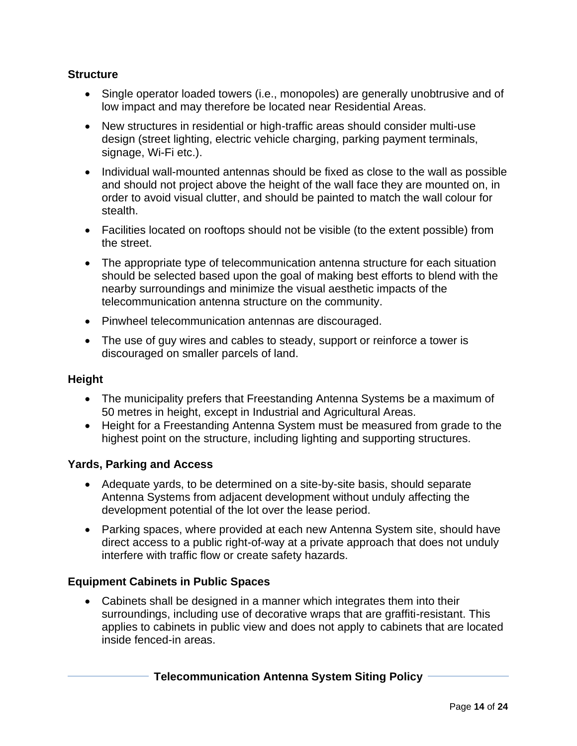**Structure**

- Single operator loaded towers (i.e., monopoles) are generally unobtrusive and of low impact and may therefore be located near Residential Areas.
- New structures in residential or high-traffic areas should consider multi-use design (street lighting, electric vehicle charging, parking payment terminals, signage, Wi-Fi etc.).
- Individual wall-mounted antennas should be fixed as close to the wall as possible and should not project above the height of the wall face they are mounted on, in order to avoid visual clutter, and should be painted to match the wall colour for stealth.
- Facilities located on rooftops should not be visible (to the extent possible) from the street.
- The appropriate type of telecommunication antenna structure for each situation should be selected based upon the goal of making best efforts to blend with the nearby surroundings and minimize the visual aesthetic impacts of the telecommunication antenna structure on the community.
- Pinwheel telecommunication antennas are discouraged.
- The use of guy wires and cables to steady, support or reinforce a tower is discouraged on smaller parcels of land.

**Height**

- The municipality prefers that Freestanding Antenna Systems be a maximum of 50 metres in height, except in Industrial and Agricultural Areas.
- Height for a Freestanding Antenna System must be measured from grade to the highest point on the structure, including lighting and supporting structures.

**Yards, Parking and Access**

- Adequate yards, to be determined on a site-by-site basis, should separate Antenna Systems from adjacent development without unduly affecting the development potential of the lot over the lease period.
- Parking spaces, where provided at each new Antenna System site, should have direct access to a public right-of-way at a private approach that does not unduly interfere with traffic flow or create safety hazards.

**Equipment Cabinets in Public Spaces**

- Cabinets shall be designed in a manner which integrates them into their surroundings, including use of decorative wraps that are graffiti-resistant. This applies to cabinets in public view and does not apply to cabinets that are located inside fenced-in areas.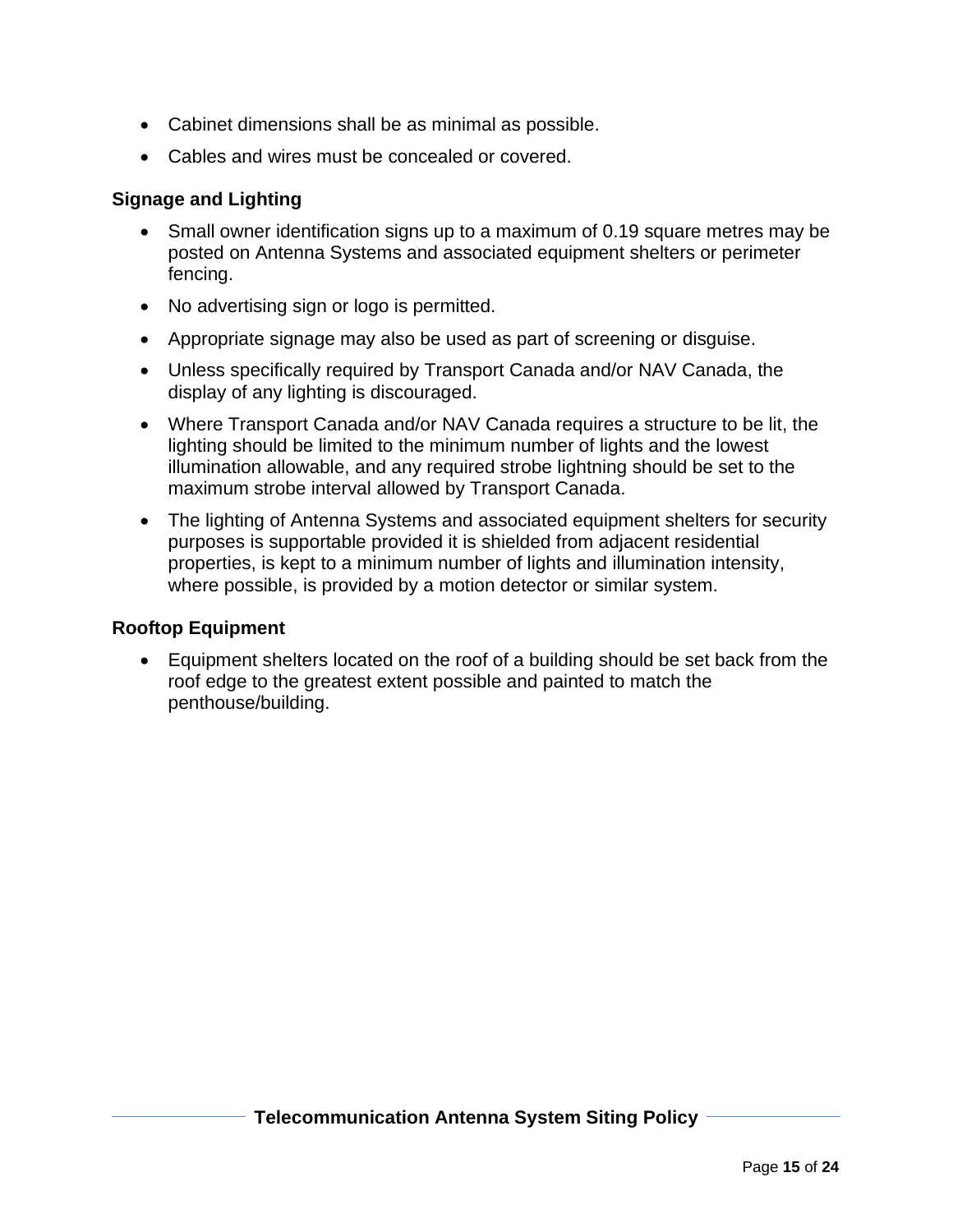- Cabinet dimensions shall be as minimal as possible.
- Cables and wires must be concealed or covered.

### Signage and Lighting

- Small owner identification signs up to a maximum of 0.19 square metres may be posted on Antenna Systems and associated equipment shelters or perimeter fencing.
- No advertising sign or logo is permitted.
- Appropriate signage may also be used as part of screening or disguise.
- Unless specifically required by Transport Canada and/or NAV Canada, the display of any lighting is discouraged.
- Where Transport Canada and/or NAV Canada requires a structure to be lit, the lighting should be limited to the minimum number of lights and the lowest illumination allowable, and any required strobe lightning should be set to the maximum strobe interval allowed by Transport Canada.
- The lighting of Antenna Systems and associated equipment shelters for security purposes is supportable provided it is shielded from adjacent residential properties, is kept to a minimum number of lights and illumination intensity, where possible, is provided by a motion detector or similar system.

### Rooftop Equipment

- Equipment shelters located on the roof of a building should be set back from the roof edge to the greatest extent possible and painted to match the penthouse/building.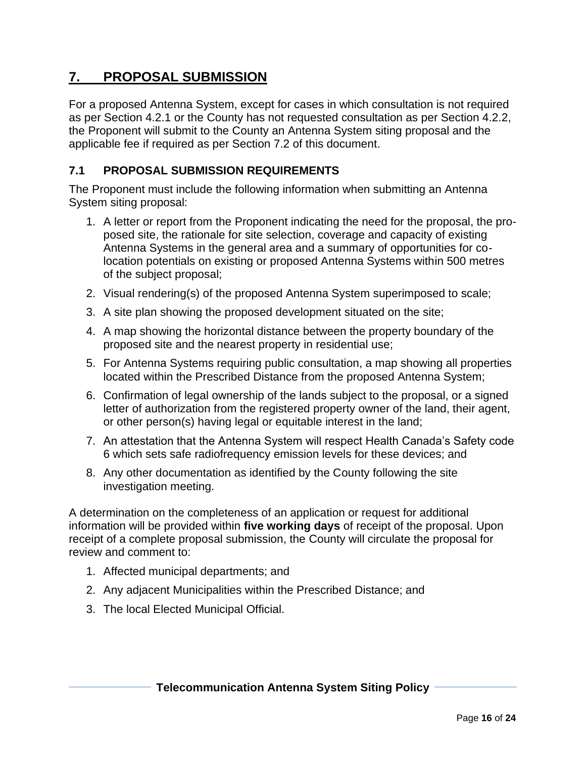## 7. PROPOSAL SUBMISSION

For a proposed Antenna System, except for cases in which consultation is not required as per Section 4.2.1 or the County has not requested consultation as per Section 4.2.2, the Proponent will submit to the County an Antenna System siting proposal and the applicable fee if required as per Section 7.2 of this document.

### 7.1 PROPOSAL SUBMISSION REQUIREMENTS

The Proponent must include the following information when submitting an Antenna System siting proposal:

1. A letter or report from the Proponent indicating the need for the proposal, the proposed site, the rationale for site selection, coverage and capacity of existing Antenna Systems in the general area and a summary of opportunities for co-location potentials on existing or proposed Antenna Systems within 500 metres of the subject proposal;
2. Visual rendering(s) of the proposed Antenna System superimposed to scale;
3. A site plan showing the proposed development situated on the site;
4. A map showing the horizontal distance between the property boundary of the proposed site and the nearest property in residential use;
5. For Antenna Systems requiring public consultation, a map showing all properties located within the Prescribed Distance from the proposed Antenna System;
6. Confirmation of legal ownership of the lands subject to the proposal, or a signed letter of authorization from the registered property owner of the land, their agent, or other person(s) having legal or equitable interest in the land;
7. An attestation that the Antenna System will respect Health Canada's Safety code 6 which sets safe radiofrequency emission levels for these devices; and
8. Any other documentation as identified by the County following the site investigation meeting.

A determination on the completeness of an application or request for additional information will be provided within **five working days** of receipt of the proposal. Upon receipt of a complete proposal submission, the County will circulate the proposal for review and comment to:

1. Affected municipal departments; and
2. Any adjacent Municipalities within the Prescribed Distance; and
3. The local Elected Municipal Official.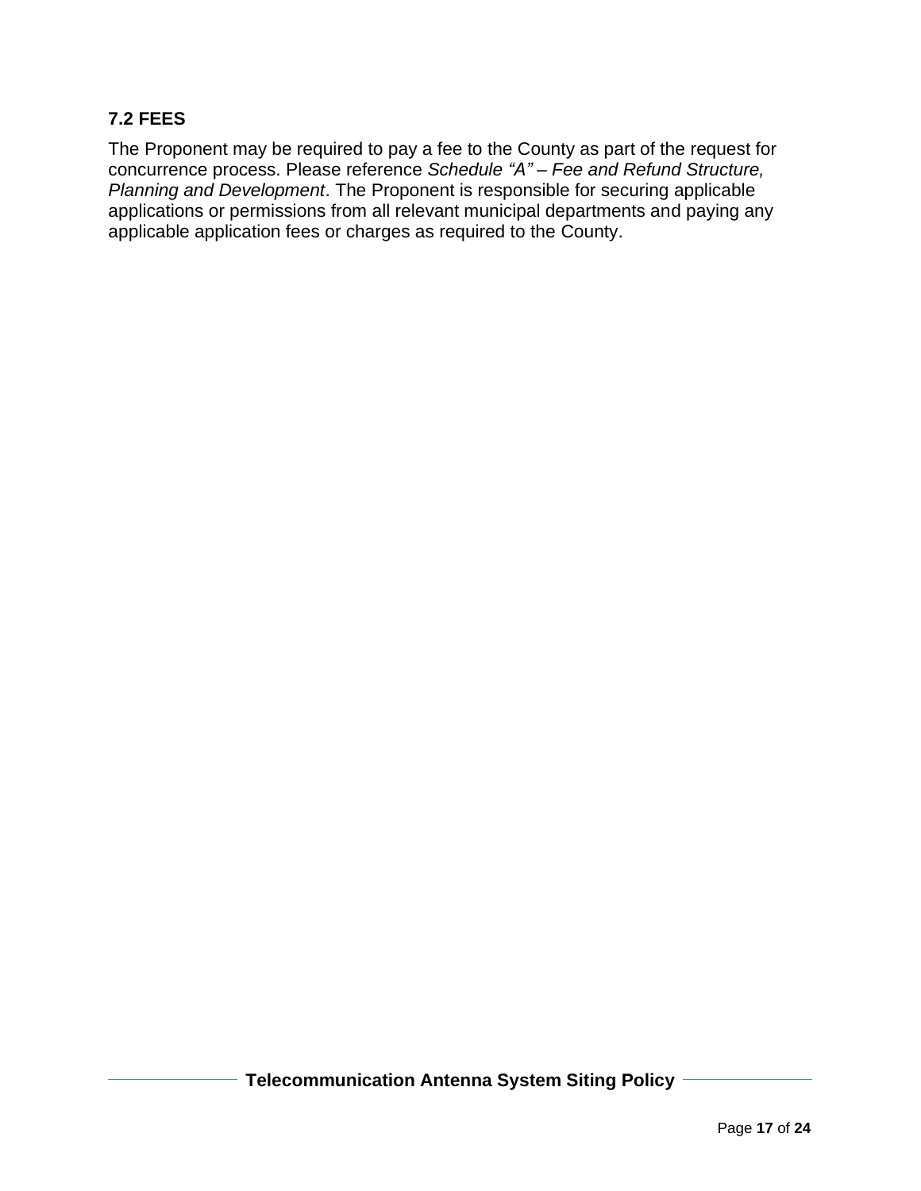### 7.2 FEES

The Proponent may be required to pay a fee to the County as part of the request for concurrence process. Please reference *Schedule "A" – Fee and Refund Structure, Planning and Development*. The Proponent is responsible for securing applicable applications or permissions from all relevant municipal departments and paying any applicable application fees or charges as required to the County.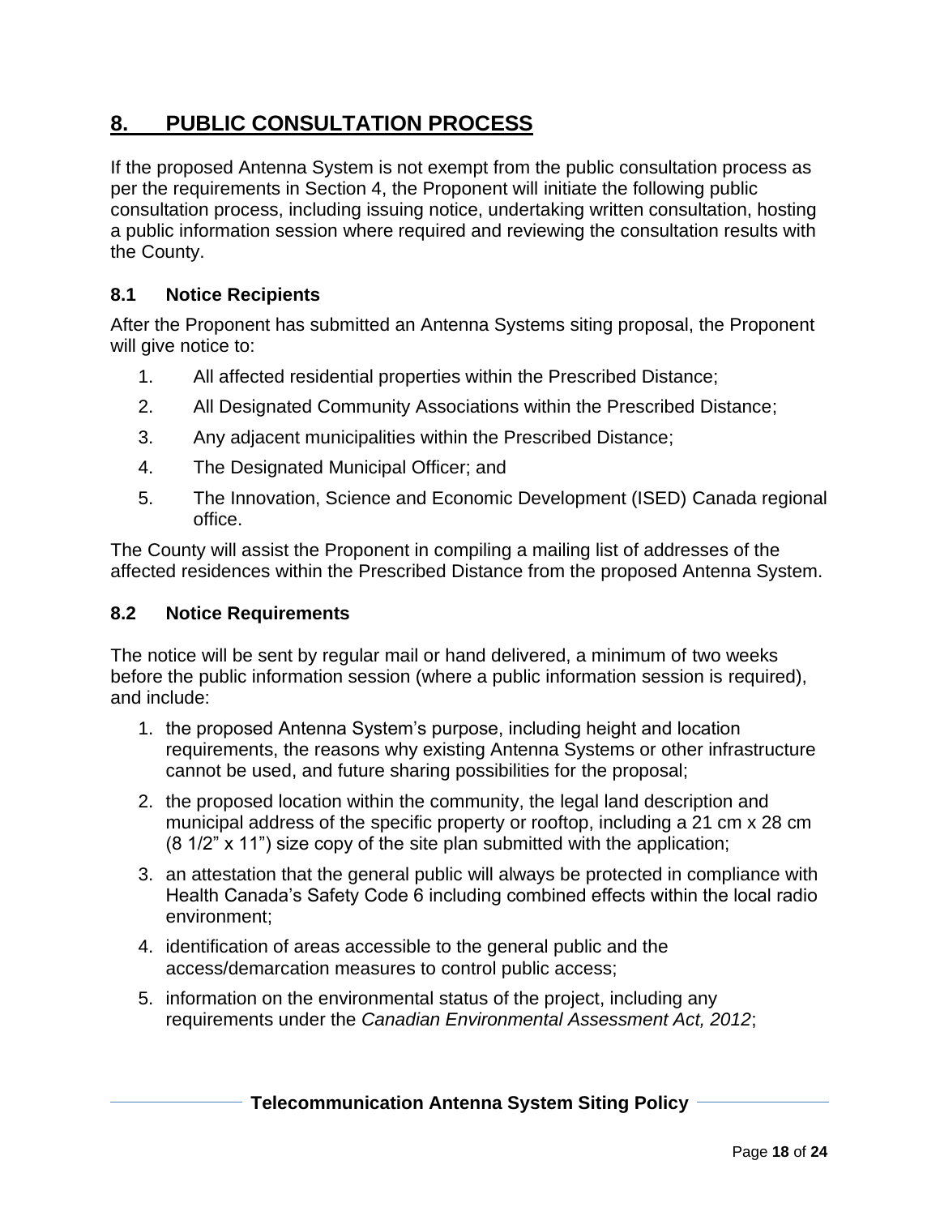## 8. PUBLIC CONSULTATION PROCESS

If the proposed Antenna System is not exempt from the public consultation process as per the requirements in Section 4, the Proponent will initiate the following public consultation process, including issuing notice, undertaking written consultation, hosting a public information session where required and reviewing the consultation results with the County.

### 8.1 Notice Recipients

After the Proponent has submitted an Antenna Systems siting proposal, the Proponent will give notice to:

1. All affected residential properties within the Prescribed Distance;
2. All Designated Community Associations within the Prescribed Distance;
3. Any adjacent municipalities within the Prescribed Distance;
4. The Designated Municipal Officer; and
5. The Innovation, Science and Economic Development (ISED) Canada regional office.

The County will assist the Proponent in compiling a mailing list of addresses of the affected residences within the Prescribed Distance from the proposed Antenna System.

### 8.2 Notice Requirements

The notice will be sent by regular mail or hand delivered, a minimum of two weeks before the public information session (where a public information session is required), and include:

1. the proposed Antenna System's purpose, including height and location requirements, the reasons why existing Antenna Systems or other infrastructure cannot be used, and future sharing possibilities for the proposal;
2. the proposed location within the community, the legal land description and municipal address of the specific property or rooftop, including a 21 cm x 28 cm (8 1/2" x 11") size copy of the site plan submitted with the application;
3. an attestation that the general public will always be protected in compliance with Health Canada's Safety Code 6 including combined effects within the local radio environment;
4. identification of areas accessible to the general public and the access/demarcation measures to control public access;
5. information on the environmental status of the project, including any requirements under the *Canadian Environmental Assessment Act, 2012*;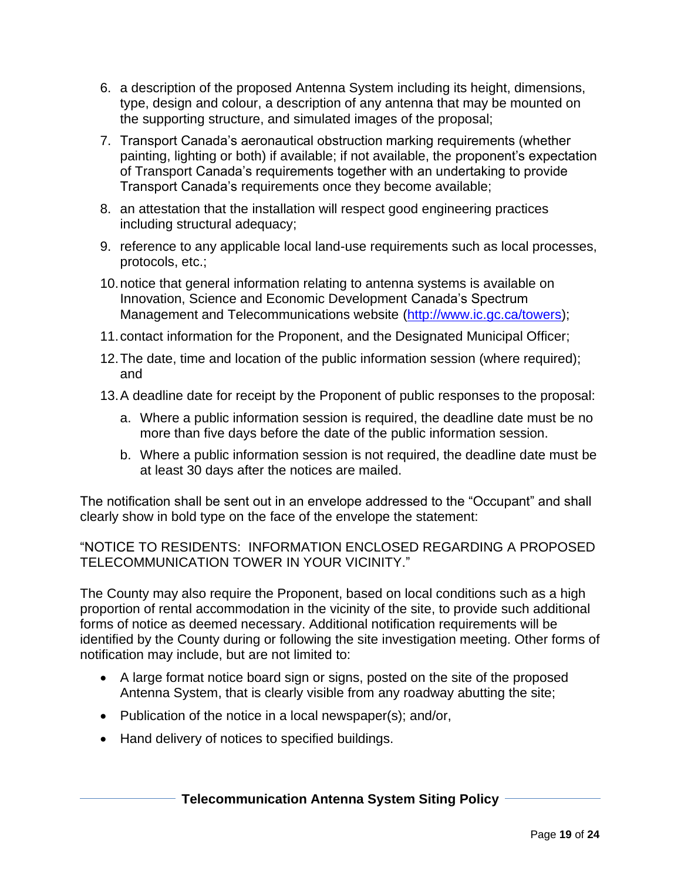6. a description of the proposed Antenna System including its height, dimensions, type, design and colour, a description of any antenna that may be mounted on the supporting structure, and simulated images of the proposal;
7. Transport Canada's aeronautical obstruction marking requirements (whether painting, lighting or both) if available; if not available, the proponent's expectation of Transport Canada's requirements together with an undertaking to provide Transport Canada's requirements once they become available;
8. an attestation that the installation will respect good engineering practices including structural adequacy;
9. reference to any applicable local land-use requirements such as local processes, protocols, etc.;
10. notice that general information relating to antenna systems is available on Innovation, Science and Economic Development Canada's Spectrum Management and Telecommunications website (http://www.ic.gc.ca/towers);
11. contact information for the Proponent, and the Designated Municipal Officer;
12. The date, time and location of the public information session (where required); and
13. A deadline date for receipt by the Proponent of public responses to the proposal:
    a. Where a public information session is required, the deadline date must be no more than five days before the date of the public information session.
    b. Where a public information session is not required, the deadline date must be at least 30 days after the notices are mailed.

The notification shall be sent out in an envelope addressed to the "Occupant" and shall clearly show in bold type on the face of the envelope the statement:

"NOTICE TO RESIDENTS: INFORMATION ENCLOSED REGARDING A PROPOSED TELECOMMUNICATION TOWER IN YOUR VICINITY."

The County may also require the Proponent, based on local conditions such as a high proportion of rental accommodation in the vicinity of the site, to provide such additional forms of notice as deemed necessary. Additional notification requirements will be identified by the County during or following the site investigation meeting. Other forms of notification may include, but are not limited to:

- A large format notice board sign or signs, posted on the site of the proposed Antenna System, that is clearly visible from any roadway abutting the site;
- Publication of the notice in a local newspaper(s); and/or,
- Hand delivery of notices to specified buildings.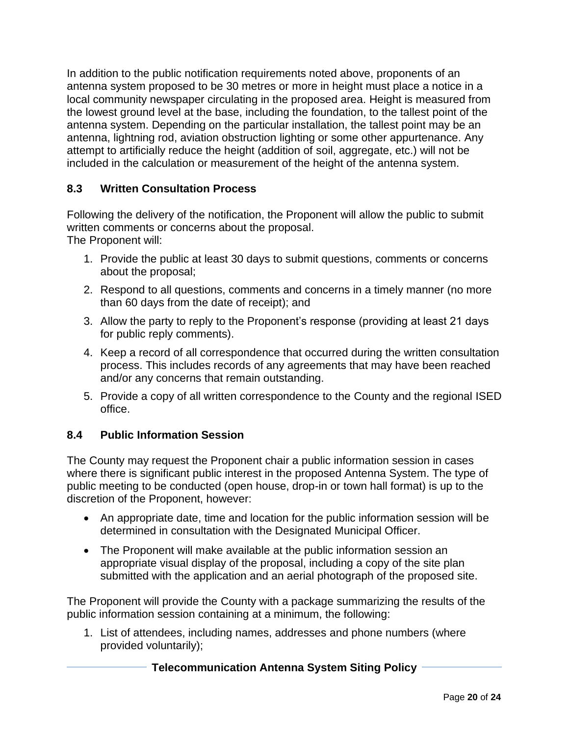In addition to the public notification requirements noted above, proponents of an antenna system proposed to be 30 metres or more in height must place a notice in a local community newspaper circulating in the proposed area. Height is measured from the lowest ground level at the base, including the foundation, to the tallest point of the antenna system. Depending on the particular installation, the tallest point may be an antenna, lightning rod, aviation obstruction lighting or some other appurtenance. Any attempt to artificially reduce the height (addition of soil, aggregate, etc.) will not be included in the calculation or measurement of the height of the antenna system.

### 8.3 Written Consultation Process

Following the delivery of the notification, the Proponent will allow the public to submit written comments or concerns about the proposal.
The Proponent will:

1. Provide the public at least 30 days to submit questions, comments or concerns about the proposal;
2. Respond to all questions, comments and concerns in a timely manner (no more than 60 days from the date of receipt); and
3. Allow the party to reply to the Proponent's response (providing at least 21 days for public reply comments).
4. Keep a record of all correspondence that occurred during the written consultation process. This includes records of any agreements that may have been reached and/or any concerns that remain outstanding.
5. Provide a copy of all written correspondence to the County and the regional ISED office.

### 8.4 Public Information Session

The County may request the Proponent chair a public information session in cases where there is significant public interest in the proposed Antenna System. The type of public meeting to be conducted (open house, drop-in or town hall format) is up to the discretion of the Proponent, however:

- An appropriate date, time and location for the public information session will be determined in consultation with the Designated Municipal Officer.
- The Proponent will make available at the public information session an appropriate visual display of the proposal, including a copy of the site plan submitted with the application and an aerial photograph of the proposed site.

The Proponent will provide the County with a package summarizing the results of the public information session containing at a minimum, the following:

1. List of attendees, including names, addresses and phone numbers (where provided voluntarily);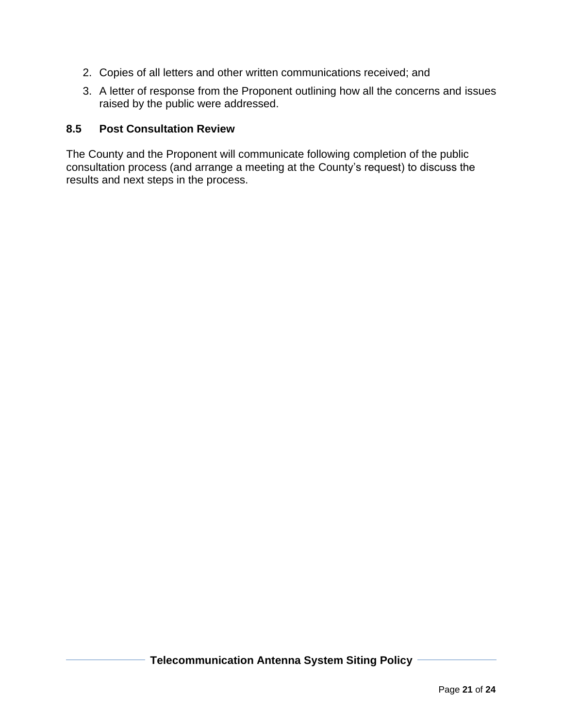2. Copies of all letters and other written communications received; and
3. A letter of response from the Proponent outlining how all the concerns and issues raised by the public were addressed.

### 8.5 Post Consultation Review

The County and the Proponent will communicate following completion of the public consultation process (and arrange a meeting at the County's request) to discuss the results and next steps in the process.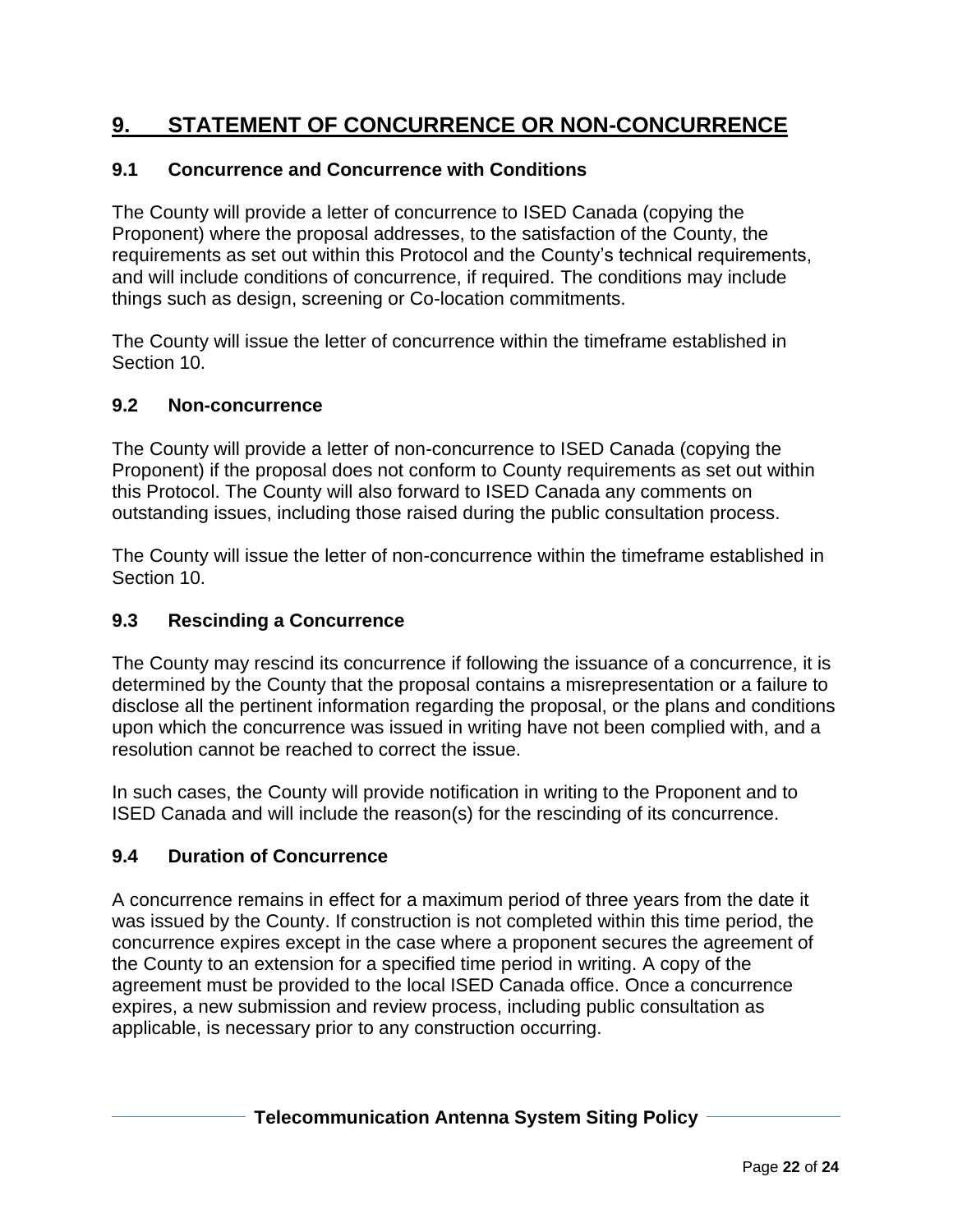# 9. STATEMENT OF CONCURRENCE OR NON-CONCURRENCE

## 9.1 Concurrence and Concurrence with Conditions

The County will provide a letter of concurrence to ISED Canada (copying the Proponent) where the proposal addresses, to the satisfaction of the County, the requirements as set out within this Protocol and the County's technical requirements, and will include conditions of concurrence, if required. The conditions may include things such as design, screening or Co-location commitments.

The County will issue the letter of concurrence within the timeframe established in Section 10.

## 9.2 Non-concurrence

The County will provide a letter of non-concurrence to ISED Canada (copying the Proponent) if the proposal does not conform to County requirements as set out within this Protocol. The County will also forward to ISED Canada any comments on outstanding issues, including those raised during the public consultation process.

The County will issue the letter of non-concurrence within the timeframe established in Section 10.

## 9.3 Rescinding a Concurrence

The County may rescind its concurrence if following the issuance of a concurrence, it is determined by the County that the proposal contains a misrepresentation or a failure to disclose all the pertinent information regarding the proposal, or the plans and conditions upon which the concurrence was issued in writing have not been complied with, and a resolution cannot be reached to correct the issue.

In such cases, the County will provide notification in writing to the Proponent and to ISED Canada and will include the reason(s) for the rescinding of its concurrence.

## 9.4 Duration of Concurrence

A concurrence remains in effect for a maximum period of three years from the date it was issued by the County. If construction is not completed within this time period, the concurrence expires except in the case where a proponent secures the agreement of the County to an extension for a specified time period in writing. A copy of the agreement must be provided to the local ISED Canada office. Once a concurrence expires, a new submission and review process, including public consultation as applicable, is necessary prior to any construction occurring.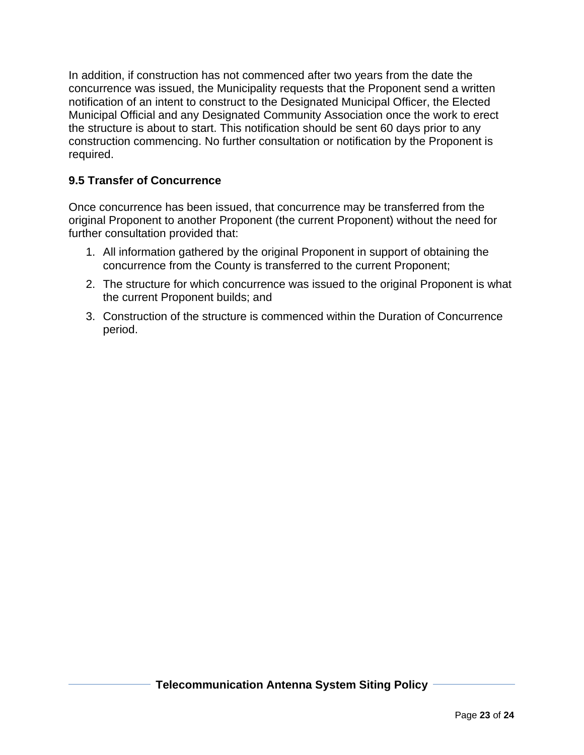In addition, if construction has not commenced after two years from the date the concurrence was issued, the Municipality requests that the Proponent send a written notification of an intent to construct to the Designated Municipal Officer, the Elected Municipal Official and any Designated Community Association once the work to erect the structure is about to start. This notification should be sent 60 days prior to any construction commencing. No further consultation or notification by the Proponent is required.

### 9.5 Transfer of Concurrence

Once concurrence has been issued, that concurrence may be transferred from the original Proponent to another Proponent (the current Proponent) without the need for further consultation provided that:

1. All information gathered by the original Proponent in support of obtaining the concurrence from the County is transferred to the current Proponent;
2. The structure for which concurrence was issued to the original Proponent is what the current Proponent builds; and
3. Construction of the structure is commenced within the Duration of Concurrence period.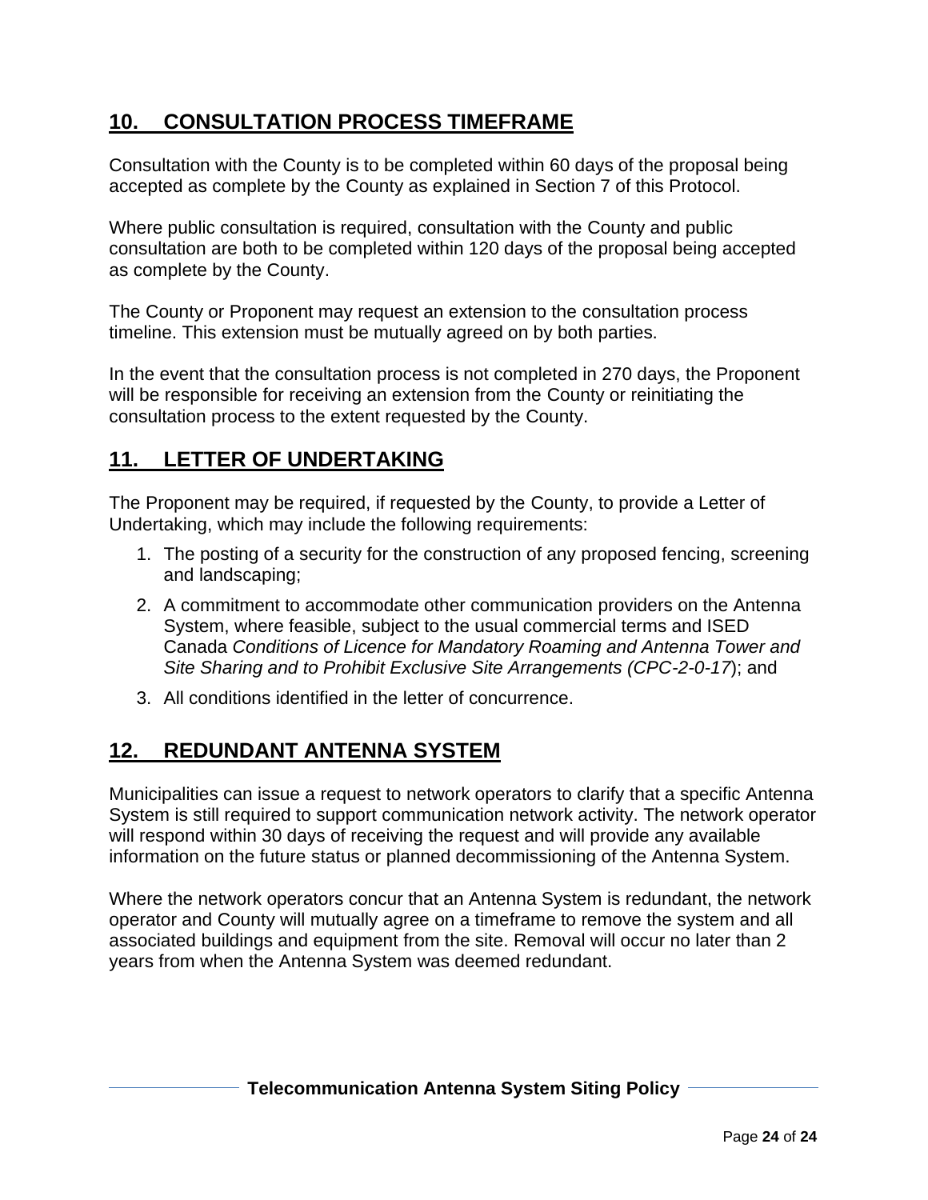## 10. CONSULTATION PROCESS TIMEFRAME

Consultation with the County is to be completed within 60 days of the proposal being accepted as complete by the County as explained in Section 7 of this Protocol.

Where public consultation is required, consultation with the County and public consultation are both to be completed within 120 days of the proposal being accepted as complete by the County.

The County or Proponent may request an extension to the consultation process timeline. This extension must be mutually agreed on by both parties.

In the event that the consultation process is not completed in 270 days, the Proponent will be responsible for receiving an extension from the County or reinitiating the consultation process to the extent requested by the County.

## 11. LETTER OF UNDERTAKING

The Proponent may be required, if requested by the County, to provide a Letter of Undertaking, which may include the following requirements:

1. The posting of a security for the construction of any proposed fencing, screening and landscaping;
2. A commitment to accommodate other communication providers on the Antenna System, where feasible, subject to the usual commercial terms and ISED Canada *Conditions of Licence for Mandatory Roaming and Antenna Tower and Site Sharing and to Prohibit Exclusive Site Arrangements (CPC-2-0-17*); and
3. All conditions identified in the letter of concurrence.

## 12. REDUNDANT ANTENNA SYSTEM

Municipalities can issue a request to network operators to clarify that a specific Antenna System is still required to support communication network activity. The network operator will respond within 30 days of receiving the request and will provide any available information on the future status or planned decommissioning of the Antenna System.

Where the network operators concur that an Antenna System is redundant, the network operator and County will mutually agree on a timeframe to remove the system and all associated buildings and equipment from the site. Removal will occur no later than 2 years from when the Antenna System was deemed redundant.